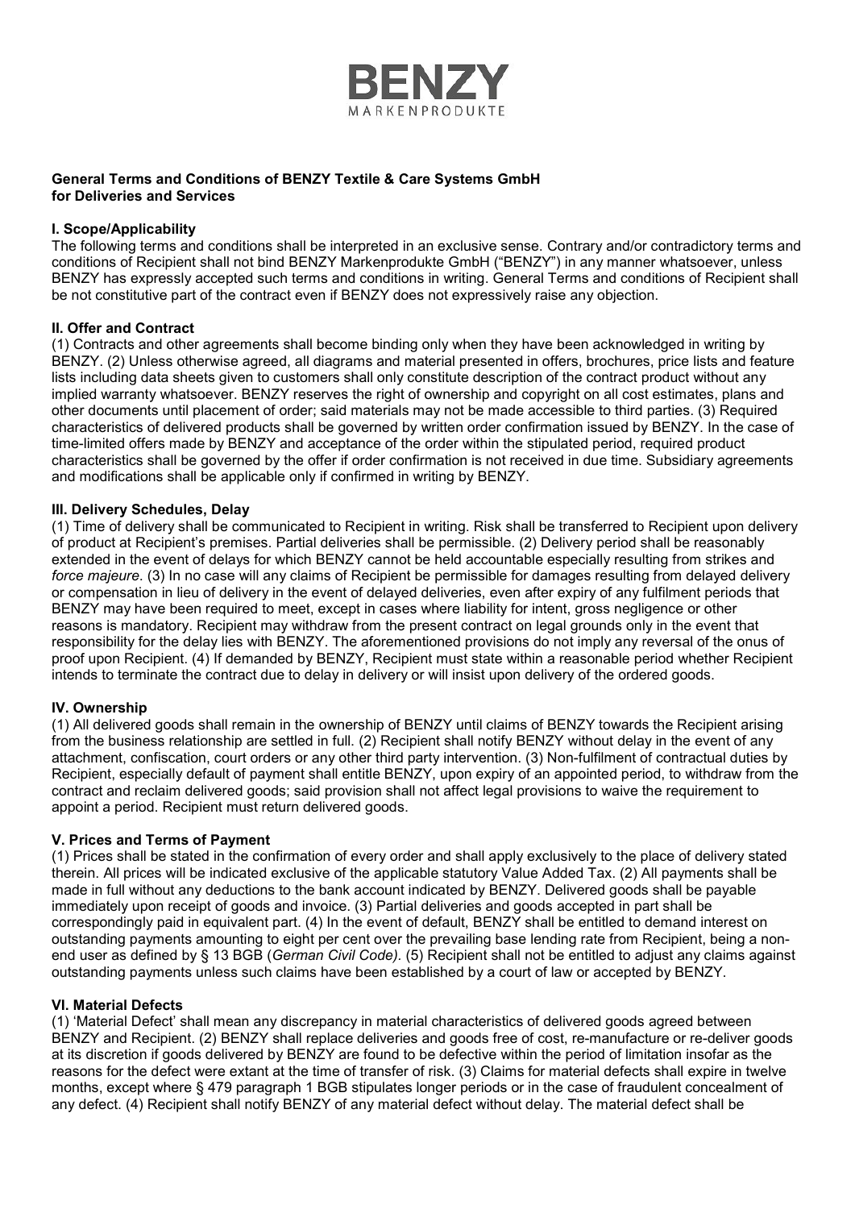BENZY

MARKENPRODUKTE

**General Terms and Conditions of BENZY Textile & Care Systems GmbH for Deliveries and Services**

**I. Scope/Applicability**

The following terms and conditions shall be interpreted in an exclusive sense. Contrary and/or contradictory terms and conditions of Recipient shall not bind BENZY Markenprodukte GmbH ("BENZY") in any manner whatsoever, unless BENZY has expressly accepted such terms and conditions in writing. General Terms and conditions of Recipient shall be not constitutive part of the contract even if BENZY does not expressively raise any objection.

**II. Offer and Contract**

(1) Contracts and other agreements shall become binding only when they have been acknowledged in writing by BENZY. (2) Unless otherwise agreed, all diagrams and material presented in offers, brochures, price lists and feature lists including data sheets given to customers shall only constitute description of the contract product without any implied warranty whatsoever. BENZY reserves the right of ownership and copyright on all cost estimates, plans and other documents until placement of order; said materials may not be made accessible to third parties. (3) Required characteristics of delivered products shall be governed by written order confirmation issued by BENZY. In the case of time-limited offers made by BENZY and acceptance of the order within the stipulated period, required product characteristics shall be governed by the offer if order confirmation is not received in due time. Subsidiary agreements and modifications shall be applicable only if confirmed in writing by BENZY.

**III. Delivery Schedules, Delay**

(1) Time of delivery shall be communicated to Recipient in writing. Risk shall be transferred to Recipient upon delivery of product at Recipient's premises. Partial deliveries shall be permissible. (2) Delivery period shall be reasonably extended in the event of delays for which BENZY cannot be held accountable especially resulting from strikes and *force majeure*. (3) In no case will any claims of Recipient be permissible for damages resulting from delayed delivery or compensation in lieu of delivery in the event of delayed deliveries, even after expiry of any fulfilment periods that BENZY may have been required to meet, except in cases where liability for intent, gross negligence or other reasons is mandatory. Recipient may withdraw from the present contract on legal grounds only in the event that responsibility for the delay lies with BENZY. The aforementioned provisions do not imply any reversal of the onus of proof upon Recipient. (4) If demanded by BENZY, Recipient must state within a reasonable period whether Recipient intends to terminate the contract due to delay in delivery or will insist upon delivery of the ordered goods.

**IV. Ownership**

(1) All delivered goods shall remain in the ownership of BENZY until claims of BENZY towards the Recipient arising from the business relationship are settled in full. (2) Recipient shall notify BENZY without delay in the event of any attachment, confiscation, court orders or any other third party intervention. (3) Non-fulfilment of contractual duties by Recipient, especially default of payment shall entitle BENZY, upon expiry of an appointed period, to withdraw from the contract and reclaim delivered goods; said provision shall not affect legal provisions to waive the requirement to appoint a period. Recipient must return delivered goods.

**V. Prices and Terms of Payment**

(1) Prices shall be stated in the confirmation of every order and shall apply exclusively to the place of delivery stated therein. All prices will be indicated exclusive of the applicable statutory Value Added Tax. (2) All payments shall be made in full without any deductions to the bank account indicated by BENZY. Delivered goods shall be payable immediately upon receipt of goods and invoice. (3) Partial deliveries and goods accepted in part shall be correspondingly paid in equivalent part. (4) In the event of default, BENZY shall be entitled to demand interest on outstanding payments amounting to eight per cent over the prevailing base lending rate from Recipient, being a non-end user as defined by § 13 BGB (*German Civil Code)*. (5) Recipient shall not be entitled to adjust any claims against outstanding payments unless such claims have been established by a court of law or accepted by BENZY.

**VI. Material Defects**

(1) 'Material Defect' shall mean any discrepancy in material characteristics of delivered goods agreed between BENZY and Recipient. (2) BENZY shall replace deliveries and goods free of cost, re-manufacture or re-deliver goods at its discretion if goods delivered by BENZY are found to be defective within the period of limitation insofar as the reasons for the defect were extant at the time of transfer of risk. (3) Claims for material defects shall expire in twelve months, except where § 479 paragraph 1 BGB stipulates longer periods or in the case of fraudulent concealment of any defect. (4) Recipient shall notify BENZY of any material defect without delay. The material defect shall be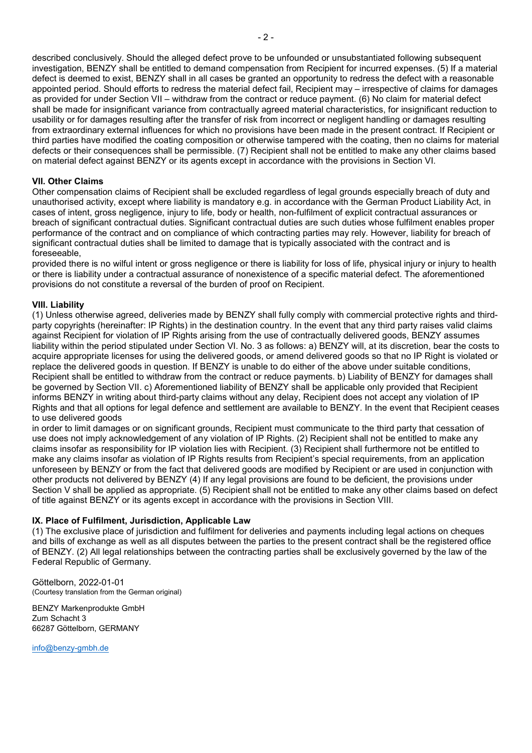described conclusively. Should the alleged defect prove to be unfounded or unsubstantiated following subsequent investigation, BENZY shall be entitled to demand compensation from Recipient for incurred expenses. (5) If a material defect is deemed to exist, BENZY shall in all cases be granted an opportunity to redress the defect with a reasonable appointed period. Should efforts to redress the material defect fail, Recipient may – irrespective of claims for damages as provided for under Section VII – withdraw from the contract or reduce payment. (6) No claim for material defect shall be made for insignificant variance from contractually agreed material characteristics, for insignificant reduction to usability or for damages resulting after the transfer of risk from incorrect or negligent handling or damages resulting from extraordinary external influences for which no provisions have been made in the present contract. If Recipient or third parties have modified the coating composition or otherwise tampered with the coating, then no claims for material defects or their consequences shall be permissible. (7) Recipient shall not be entitled to make any other claims based on material defect against BENZY or its agents except in accordance with the provisions in Section VI.

**VII. Other Claims**

Other compensation claims of Recipient shall be excluded regardless of legal grounds especially breach of duty and unauthorised activity, except where liability is mandatory e.g. in accordance with the German Product Liability Act, in cases of intent, gross negligence, injury to life, body or health, non-fulfilment of explicit contractual assurances or breach of significant contractual duties. Significant contractual duties are such duties whose fulfilment enables proper performance of the contract and on compliance of which contracting parties may rely. However, liability for breach of significant contractual duties shall be limited to damage that is typically associated with the contract and is foreseeable,
provided there is no wilful intent or gross negligence or there is liability for loss of life, physical injury or injury to health or there is liability under a contractual assurance of nonexistence of a specific material defect. The aforementioned provisions do not constitute a reversal of the burden of proof on Recipient.

**VIII. Liability**

(1) Unless otherwise agreed, deliveries made by BENZY shall fully comply with commercial protective rights and third-party copyrights (hereinafter: IP Rights) in the destination country. In the event that any third party raises valid claims against Recipient for violation of IP Rights arising from the use of contractually delivered goods, BENZY assumes liability within the period stipulated under Section VI. No. 3 as follows: a) BENZY will, at its discretion, bear the costs to acquire appropriate licenses for using the delivered goods, or amend delivered goods so that no IP Right is violated or replace the delivered goods in question. If BENZY is unable to do either of the above under suitable conditions, Recipient shall be entitled to withdraw from the contract or reduce payments. b) Liability of BENZY for damages shall be governed by Section VII. c) Aforementioned liability of BENZY shall be applicable only provided that Recipient informs BENZY in writing about third-party claims without any delay, Recipient does not accept any violation of IP Rights and that all options for legal defence and settlement are available to BENZY. In the event that Recipient ceases to use delivered goods
in order to limit damages or on significant grounds, Recipient must communicate to the third party that cessation of use does not imply acknowledgement of any violation of IP Rights. (2) Recipient shall not be entitled to make any claims insofar as responsibility for IP violation lies with Recipient. (3) Recipient shall furthermore not be entitled to make any claims insofar as violation of IP Rights results from Recipient's special requirements, from an application unforeseen by BENZY or from the fact that delivered goods are modified by Recipient or are used in conjunction with other products not delivered by BENZY (4) If any legal provisions are found to be deficient, the provisions under Section V shall be applied as appropriate. (5) Recipient shall not be entitled to make any other claims based on defect of title against BENZY or its agents except in accordance with the provisions in Section VIII.

**IX. Place of Fulfilment, Jurisdiction, Applicable Law**

(1) The exclusive place of jurisdiction and fulfilment for deliveries and payments including legal actions on cheques and bills of exchange as well as all disputes between the parties to the present contract shall be the registered office of BENZY. (2) All legal relationships between the contracting parties shall be exclusively governed by the law of the Federal Republic of Germany.

Göttelborn, 2022-01-01
(Courtesy translation from the German original)

BENZY Markenprodukte GmbH
Zum Schacht 3
66287 Göttelborn, GERMANY

info@benzy-gmbh.de